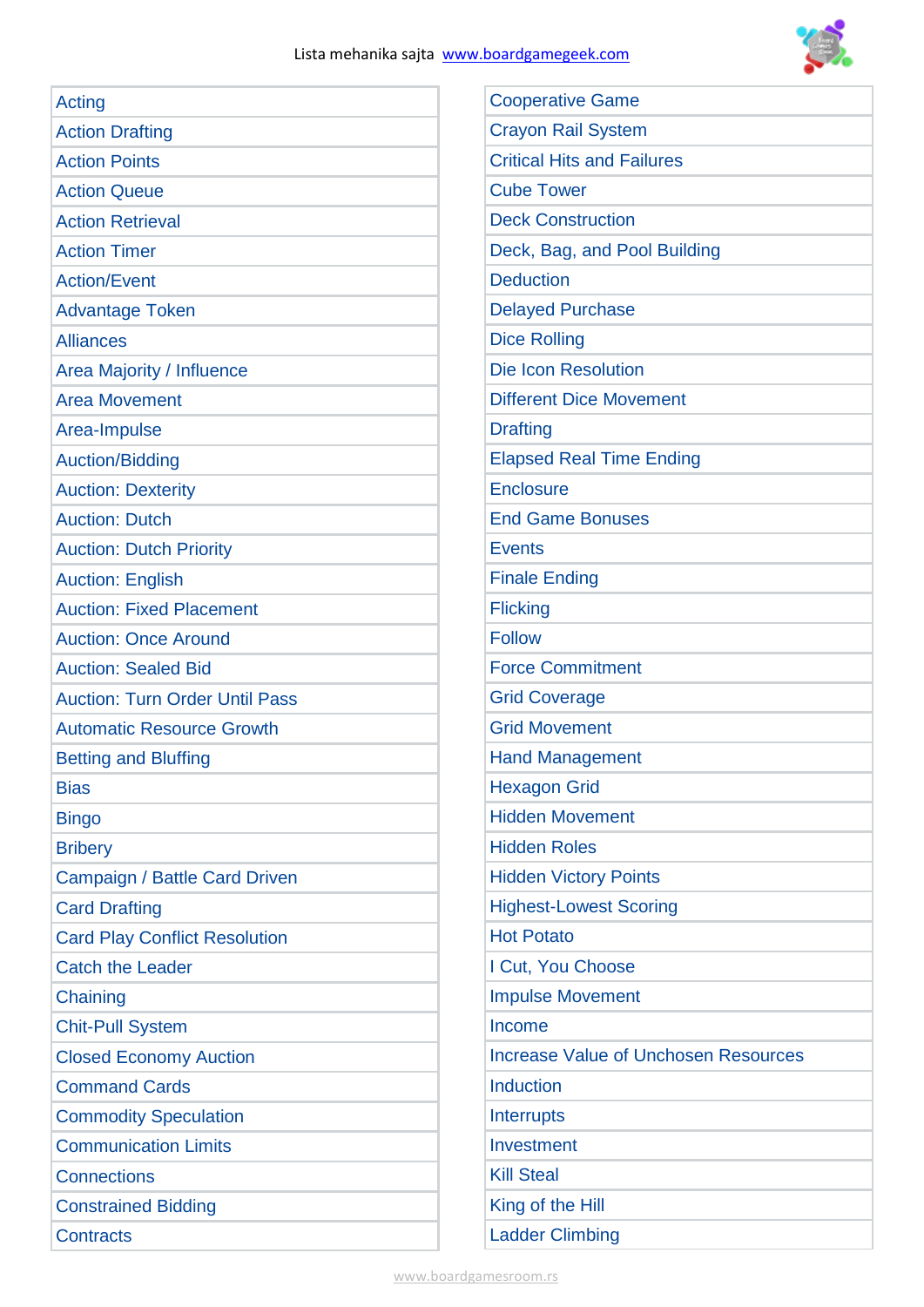Lista mehanika sajta [www.boardgamegeek.com](http://www.boardgamegeek.com)

| | |
|---|---|
| Acting | Cooperative Game |
| Action Drafting | Crayon Rail System |
| Action Points | Critical Hits and Failures |
| Action Queue | Cube Tower |
| Action Retrieval | Deck Construction |
| Action Timer | Deck, Bag, and Pool Building |
| Action/Event | Deduction |
| Advantage Token | Delayed Purchase |
| Alliances | Dice Rolling |
| Area Majority / Influence | Die Icon Resolution |
| Area Movement | Different Dice Movement |
| Area-Impulse | Drafting |
| Auction/Bidding | Elapsed Real Time Ending |
| Auction: Dexterity | Enclosure |
| Auction: Dutch | End Game Bonuses |
| Auction: Dutch Priority | Events |
| Auction: English | Finale Ending |
| Auction: Fixed Placement | Flicking |
| Auction: Once Around | Follow |
| Auction: Sealed Bid | Force Commitment |
| Auction: Turn Order Until Pass | Grid Coverage |
| Automatic Resource Growth | Grid Movement |
| Betting and Bluffing | Hand Management |
| Bias | Hexagon Grid |
| Bingo | Hidden Movement |
| Bribery | Hidden Roles |
| Campaign / Battle Card Driven | Hidden Victory Points |
| Card Drafting | Highest-Lowest Scoring |
| Card Play Conflict Resolution | Hot Potato |
| Catch the Leader | I Cut, You Choose |
| Chaining | Impulse Movement |
| Chit-Pull System | Income |
| Closed Economy Auction | Increase Value of Unchosen Resources |
| Command Cards | Induction |
| Commodity Speculation | Interrupts |
| Communication Limits | Investment |
| Connections | Kill Steal |
| Constrained Bidding | King of the Hill |
| Contracts | Ladder Climbing |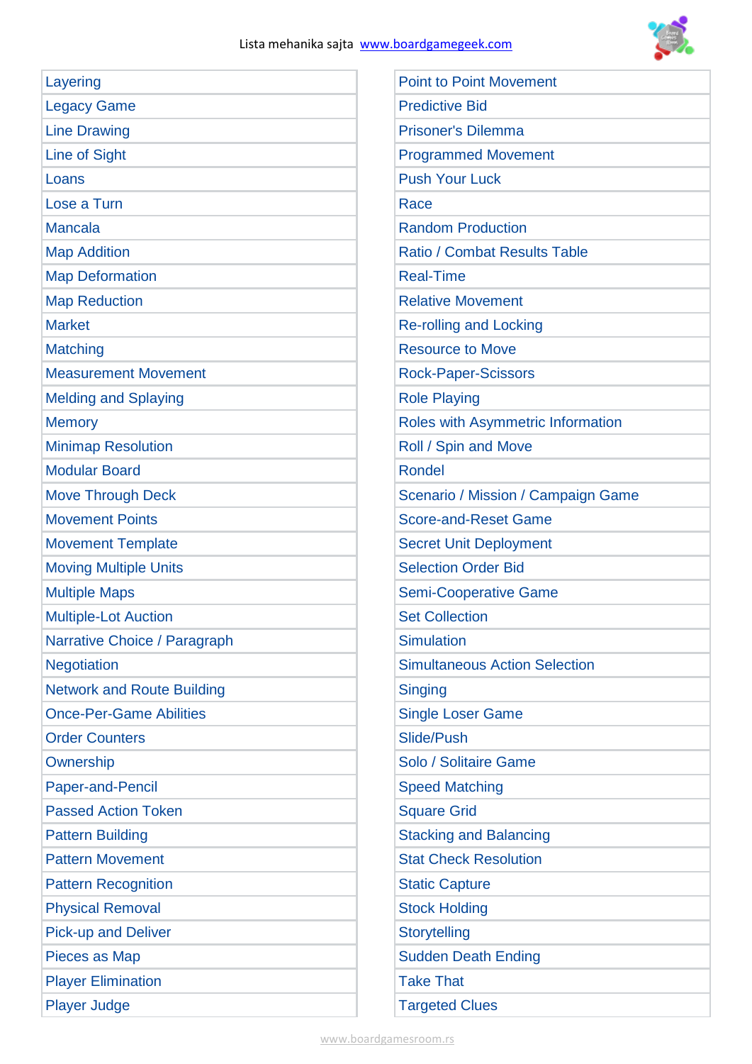- Layering
- Legacy Game
- Line Drawing
- Line of Sight
- Loans
- Lose a Turn
- Mancala
- Map Addition
- Map Deformation
- Map Reduction
- Market
- Matching
- Measurement Movement
- Melding and Splaying
- Memory
- Minimap Resolution
- Modular Board
- Move Through Deck
- Movement Points
- Movement Template
- Moving Multiple Units
- Multiple Maps
- Multiple-Lot Auction
- Narrative Choice / Paragraph
- Negotiation
- Network and Route Building
- Once-Per-Game Abilities
- Order Counters
- Ownership
- Paper-and-Pencil
- Passed Action Token
- Pattern Building
- Pattern Movement
- Pattern Recognition
- Physical Removal
- Pick-up and Deliver
- Pieces as Map
- Player Elimination
- Player Judge
- Point to Point Movement
- Predictive Bid
- Prisoner's Dilemma
- Programmed Movement
- Push Your Luck
- Race
- Random Production
- Ratio / Combat Results Table
- Real-Time
- Relative Movement
- Re-rolling and Locking
- Resource to Move
- Rock-Paper-Scissors
- Role Playing
- Roles with Asymmetric Information
- Roll / Spin and Move
- Rondel
- Scenario / Mission / Campaign Game
- Score-and-Reset Game
- Secret Unit Deployment
- Selection Order Bid
- Semi-Cooperative Game
- Set Collection
- Simulation
- Simultaneous Action Selection
- Singing
- Single Loser Game
- Slide/Push
- Solo / Solitaire Game
- Speed Matching
- Square Grid
- Stacking and Balancing
- Stat Check Resolution
- Static Capture
- Stock Holding
- Storytelling
- Sudden Death Ending
- Take That
- Targeted Clues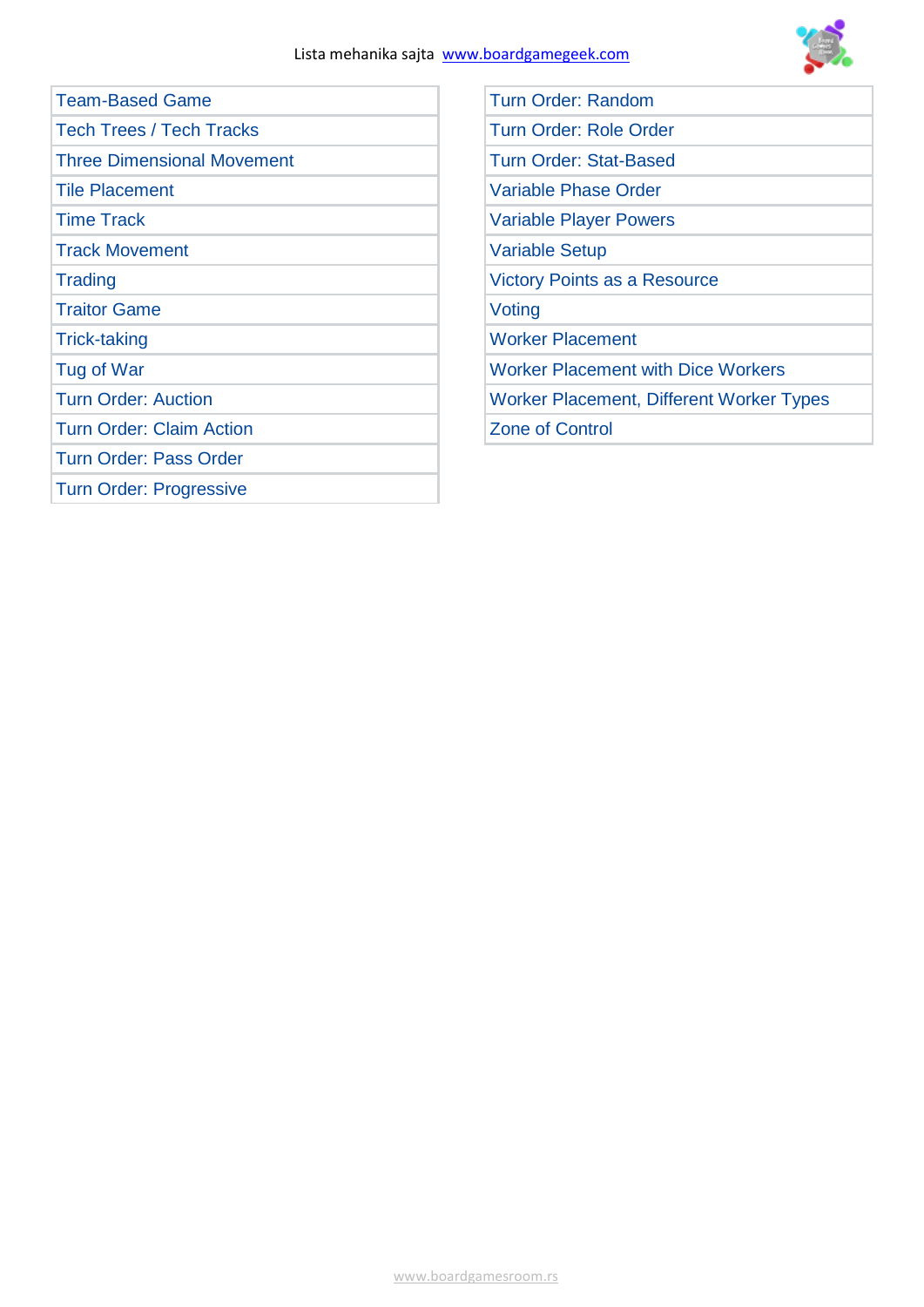| | |
|---|---|
| Team-Based Game | Turn Order: Random |
| Tech Trees / Tech Tracks | Turn Order: Role Order |
| Three Dimensional Movement | Turn Order: Stat-Based |
| Tile Placement | Variable Phase Order |
| Time Track | Variable Player Powers |
| Track Movement | Variable Setup |
| Trading | Victory Points as a Resource |
| Traitor Game | Voting |
| Trick-taking | Worker Placement |
| Tug of War | Worker Placement with Dice Workers |
| Turn Order: Auction | Worker Placement, Different Worker Types |
| Turn Order: Claim Action | Zone of Control |
| Turn Order: Pass Order | |
| Turn Order: Progressive | |